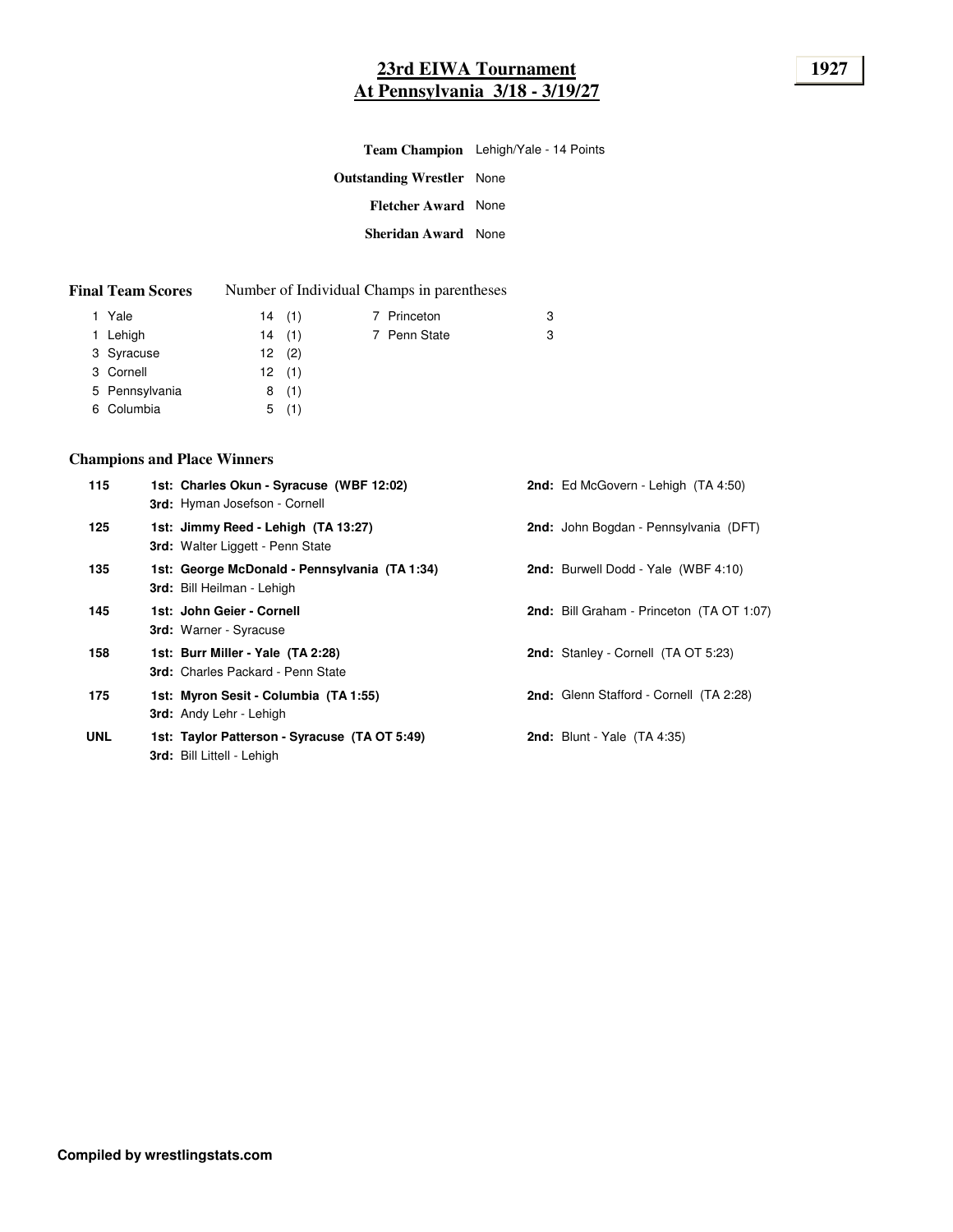# 23rd EIWA Tournament
# At Pennsylvania 3/18 - 3/19/27

**1927**

**Team Champion** Lehigh/Yale - 14 Points

**Outstanding Wrestler** None

**Fletcher Award** None

**Sheridan Award** None

**Final Team Scores** Number of Individual Champs in parentheses

| Place | Team | Points | Champs |
|---|---|---|---|
| 1 | Yale | 14 | (1) |
| 1 | Lehigh | 14 | (1) |
| 3 | Syracuse | 12 | (2) |
| 3 | Cornell | 12 | (1) |
| 5 | Pennsylvania | 8 | (1) |
| 6 | Columbia | 5 | (1) |
| 7 | Princeton | 3 | |
| 7 | Penn State | 3 | |

## Champions and Place Winners

| Weight | 1st | 2nd | 3rd |
|---|---|---|---|
| 115 | **Charles Okun - Syracuse (WBF 12:02)** | Ed McGovern - Lehigh (TA 4:50) | Hyman Josefson - Cornell |
| 125 | **Jimmy Reed - Lehigh (TA 13:27)** | John Bogdan - Pennsylvania (DFT) | Walter Liggett - Penn State |
| 135 | **George McDonald - Pennsylvania (TA 1:34)** | Burwell Dodd - Yale (WBF 4:10) | Bill Heilman - Lehigh |
| 145 | **John Geier - Cornell** | Bill Graham - Princeton (TA OT 1:07) | Warner - Syracuse |
| 158 | **Burr Miller - Yale (TA 2:28)** | Stanley - Cornell (TA OT 5:23) | Charles Packard - Penn State |
| 175 | **Myron Sesit - Columbia (TA 1:55)** | Glenn Stafford - Cornell (TA 2:28) | Andy Lehr - Lehigh |
| UNL | **Taylor Patterson - Syracuse (TA OT 5:49)** | Blunt - Yale (TA 4:35) | Bill Littell - Lehigh |

**Compiled by wrestlingstats.com**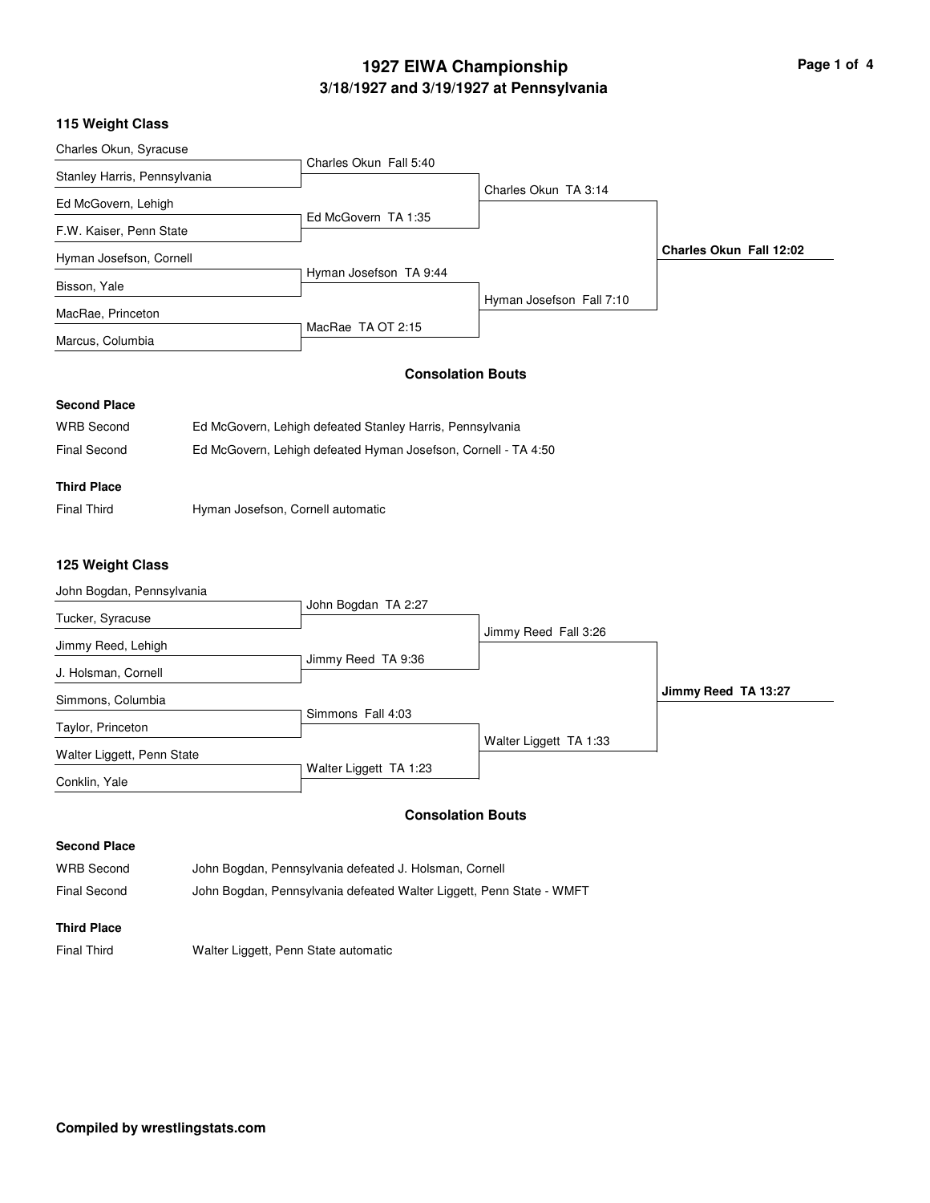# 1927 EIWA Championship

## 3/18/1927 and 3/19/1927 at Pennsylvania

### 115 Weight Class

| First Round | Quarterfinals | Semifinals | Final |
|---|---|---|---|
| Charles Okun, Syracuse | Charles Okun Fall 5:40 | Charles Okun TA 3:14 | **Charles Okun Fall 12:02** |
| Stanley Harris, Pennsylvania | | | |
| Ed McGovern, Lehigh | Ed McGovern TA 1:35 | | |
| F.W. Kaiser, Penn State | | | |
| Hyman Josefson, Cornell | Hyman Josefson TA 9:44 | Hyman Josefson Fall 7:10 | |
| Bisson, Yale | | | |
| MacRae, Princeton | MacRae TA OT 2:15 | | |
| Marcus, Columbia | | | |

#### Consolation Bouts

**Second Place**

| | |
|---|---|
| WRB Second | Ed McGovern, Lehigh defeated Stanley Harris, Pennsylvania |
| Final Second | Ed McGovern, Lehigh defeated Hyman Josefson, Cornell - TA 4:50 |

**Third Place**

| | |
|---|---|
| Final Third | Hyman Josefson, Cornell automatic |

### 125 Weight Class

| First Round | Quarterfinals | Semifinals | Final |
|---|---|---|---|
| John Bogdan, Pennsylvania | John Bogdan TA 2:27 | Jimmy Reed Fall 3:26 | **Jimmy Reed TA 13:27** |
| Tucker, Syracuse | | | |
| Jimmy Reed, Lehigh | Jimmy Reed TA 9:36 | | |
| J. Holsman, Cornell | | | |
| Simmons, Columbia | Simmons Fall 4:03 | Walter Liggett TA 1:33 | |
| Taylor, Princeton | | | |
| Walter Liggett, Penn State | Walter Liggett TA 1:23 | | |
| Conklin, Yale | | | |

#### Consolation Bouts

**Second Place**

| | |
|---|---|
| WRB Second | John Bogdan, Pennsylvania defeated J. Holsman, Cornell |
| Final Second | John Bogdan, Pennsylvania defeated Walter Liggett, Penn State - WMFT |

**Third Place**

| | |
|---|---|
| Final Third | Walter Liggett, Penn State automatic |

**Compiled by wrestlingstats.com**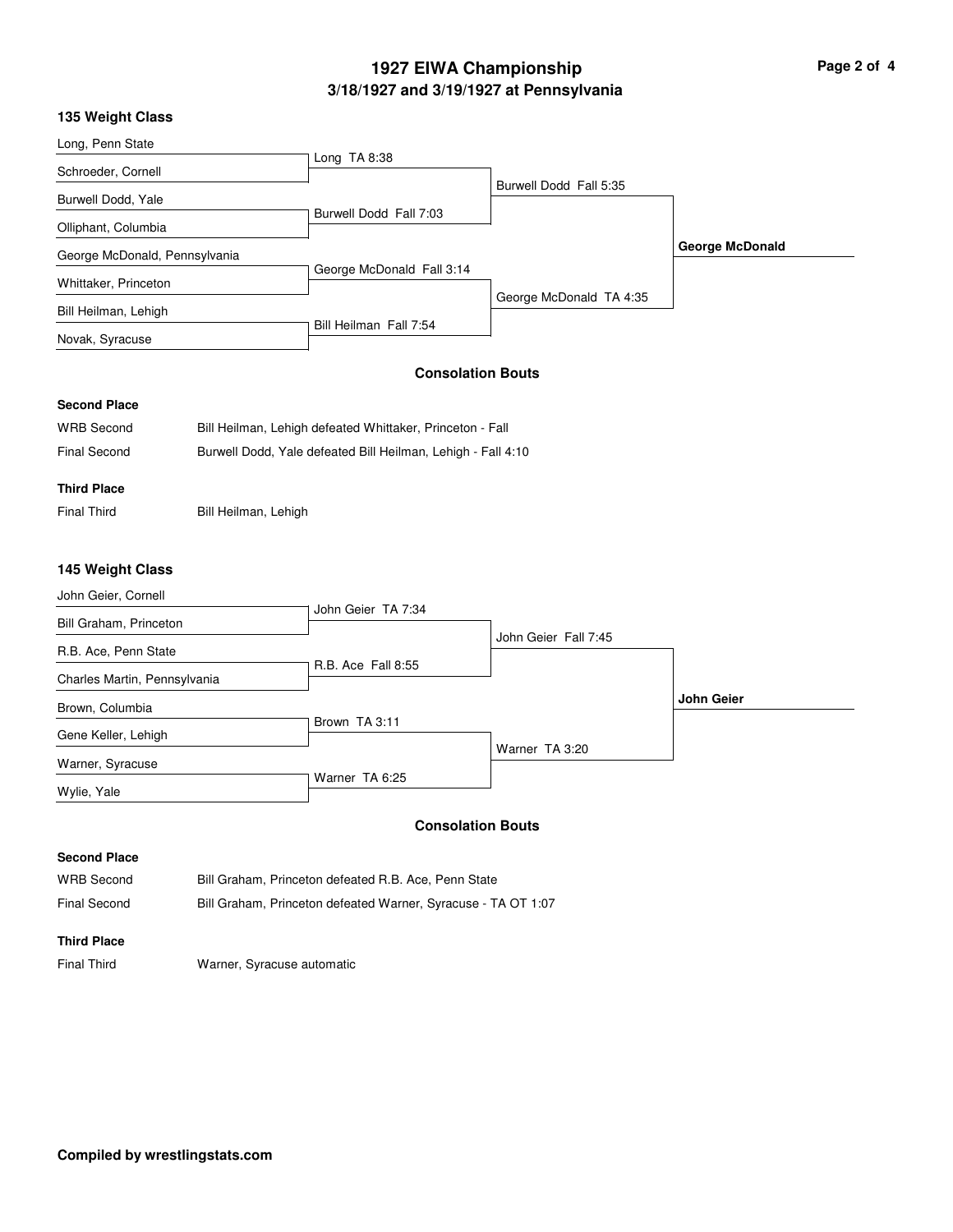# 1927 EIWA Championship

## 3/18/1927 and 3/19/1927 at Pennsylvania

### 135 Weight Class

**Quarterfinals**

| Wrestler | Opponent | Result |
| --- | --- | --- |
| Long, Penn State | Schroeder, Cornell | Long TA 8:38 |
| Burwell Dodd, Yale | Olliphant, Columbia | Burwell Dodd Fall 7:03 |
| George McDonald, Pennsylvania | Whittaker, Princeton | George McDonald Fall 3:14 |
| Bill Heilman, Lehigh | Novak, Syracuse | Bill Heilman Fall 7:54 |

**Semifinals**

- Burwell Dodd Fall 5:35
- George McDonald TA 4:35

**Champion:** **George McDonald**

#### Consolation Bouts

**Second Place**

| | |
| --- | --- |
| WRB Second | Bill Heilman, Lehigh defeated Whittaker, Princeton - Fall |
| Final Second | Burwell Dodd, Yale defeated Bill Heilman, Lehigh - Fall 4:10 |

**Third Place**

| | |
| --- | --- |
| Final Third | Bill Heilman, Lehigh |

### 145 Weight Class

**Quarterfinals**

| Wrestler | Opponent | Result |
| --- | --- | --- |
| John Geier, Cornell | Bill Graham, Princeton | John Geier TA 7:34 |
| R.B. Ace, Penn State | Charles Martin, Pennsylvania | R.B. Ace Fall 8:55 |
| Brown, Columbia | Gene Keller, Lehigh | Brown TA 3:11 |
| Warner, Syracuse | Wylie, Yale | Warner TA 6:25 |

**Semifinals**

- John Geier Fall 7:45
- Warner TA 3:20

**Champion:** **John Geier**

#### Consolation Bouts

**Second Place**

| | |
| --- | --- |
| WRB Second | Bill Graham, Princeton defeated R.B. Ace, Penn State |
| Final Second | Bill Graham, Princeton defeated Warner, Syracuse - TA OT 1:07 |

**Third Place**

| | |
| --- | --- |
| Final Third | Warner, Syracuse automatic |

**Compiled by wrestlingstats.com**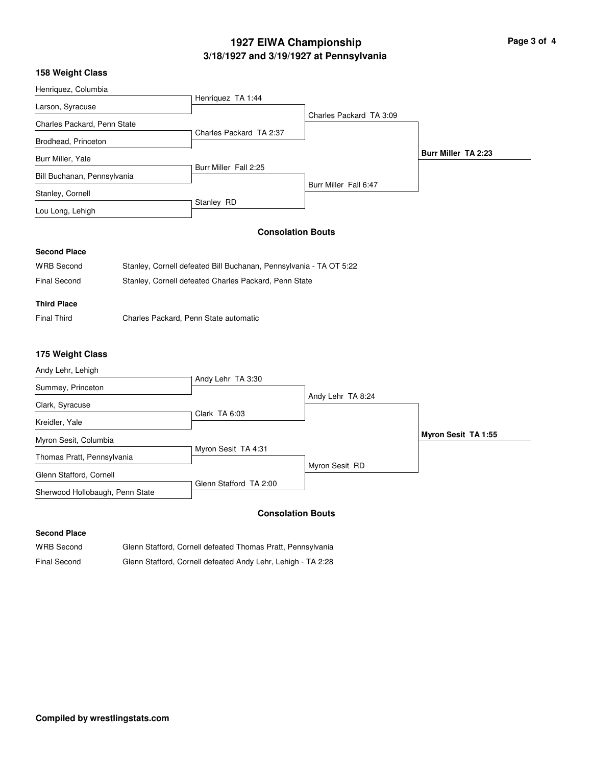# 1927 EIWA Championship

## 3/18/1927 and 3/19/1927 at Pennsylvania

### 158 Weight Class

| First Round | Quarterfinals | Semifinals | Final |
|---|---|---|---|
| Henriquez, Columbia | Henriquez TA 1:44 | Charles Packard TA 3:09 | **Burr Miller TA 2:23** |
| Larson, Syracuse | | | |
| Charles Packard, Penn State | Charles Packard TA 2:37 | | |
| Brodhead, Princeton | | | |
| Burr Miller, Yale | Burr Miller Fall 2:25 | Burr Miller Fall 6:47 | |
| Bill Buchanan, Pennsylvania | | | |
| Stanley, Cornell | Stanley RD | | |
| Lou Long, Lehigh | | | |

#### Consolation Bouts

**Second Place**

WRB Second — Stanley, Cornell defeated Bill Buchanan, Pennsylvania - TA OT 5:22

Final Second — Stanley, Cornell defeated Charles Packard, Penn State

**Third Place**

Final Third — Charles Packard, Penn State automatic

### 175 Weight Class

| First Round | Quarterfinals | Semifinals | Final |
|---|---|---|---|
| Andy Lehr, Lehigh | Andy Lehr TA 3:30 | Andy Lehr TA 8:24 | **Myron Sesit TA 1:55** |
| Summey, Princeton | | | |
| Clark, Syracuse | Clark TA 6:03 | | |
| Kreidler, Yale | | | |
| Myron Sesit, Columbia | Myron Sesit TA 4:31 | Myron Sesit RD | |
| Thomas Pratt, Pennsylvania | | | |
| Glenn Stafford, Cornell | Glenn Stafford TA 2:00 | | |
| Sherwood Hollobaugh, Penn State | | | |

#### Consolation Bouts

**Second Place**

WRB Second — Glenn Stafford, Cornell defeated Thomas Pratt, Pennsylvania

Final Second — Glenn Stafford, Cornell defeated Andy Lehr, Lehigh - TA 2:28

**Compiled by wrestlingstats.com**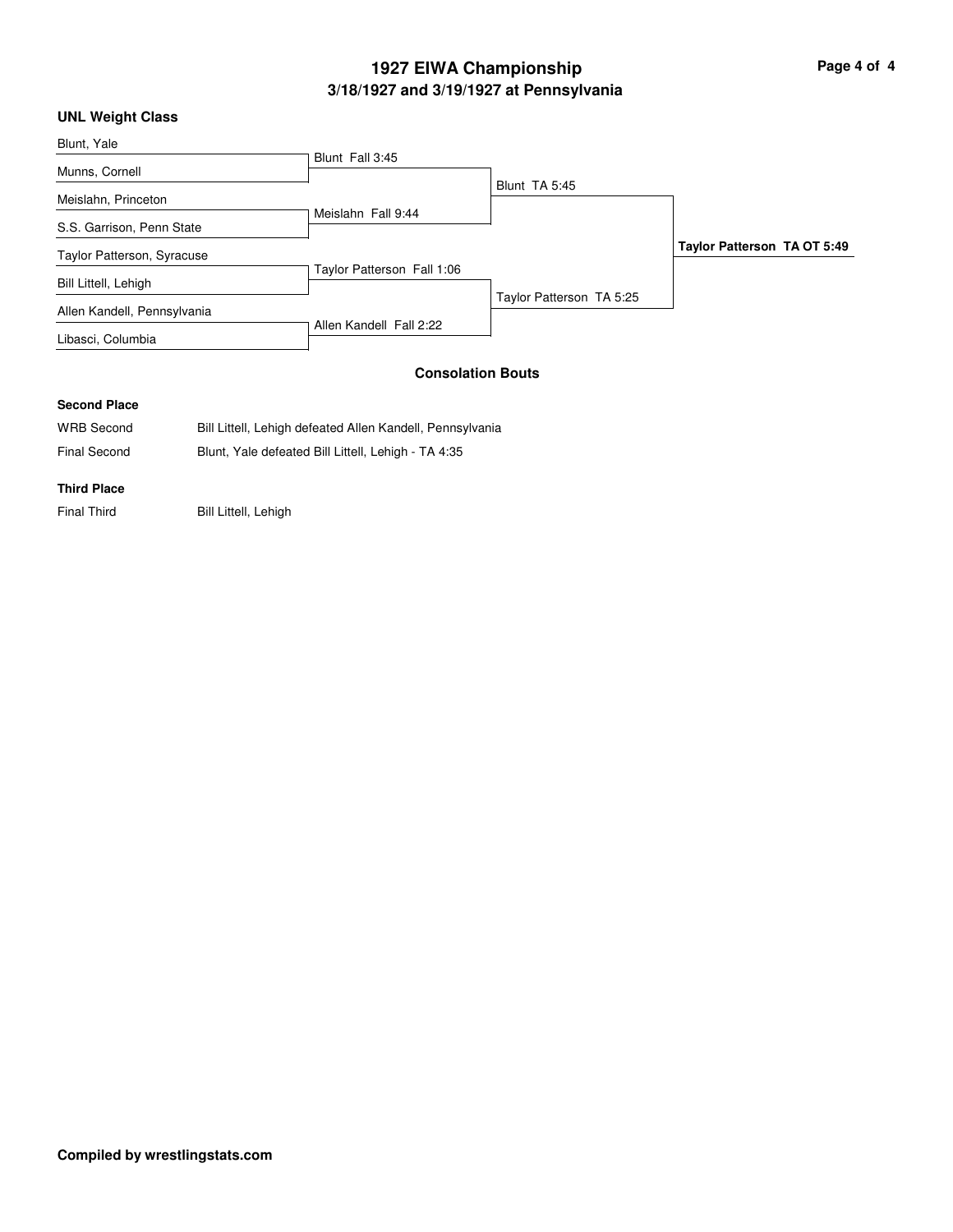# 1927 EIWA Championship
## 3/18/1927 and 3/19/1927 at Pennsylvania

### UNL Weight Class

Blunt, Yale
Munns, Cornell
Meislahn, Princeton
S.S. Garrison, Penn State
Taylor Patterson, Syracuse
Bill Littell, Lehigh
Allen Kandell, Pennsylvania
Libasci, Columbia

Blunt Fall 3:45
Meislahn Fall 9:44
Taylor Patterson Fall 1:06
Allen Kandell Fall 2:22

Blunt TA 5:45
Taylor Patterson TA 5:25

**Taylor Patterson TA OT 5:49**

### Consolation Bouts

**Second Place**

| | |
|---|---|
| WRB Second | Bill Littell, Lehigh defeated Allen Kandell, Pennsylvania |
| Final Second | Blunt, Yale defeated Bill Littell, Lehigh - TA 4:35 |

**Third Place**

| | |
|---|---|
| Final Third | Bill Littell, Lehigh |

**Compiled by wrestlingstats.com**